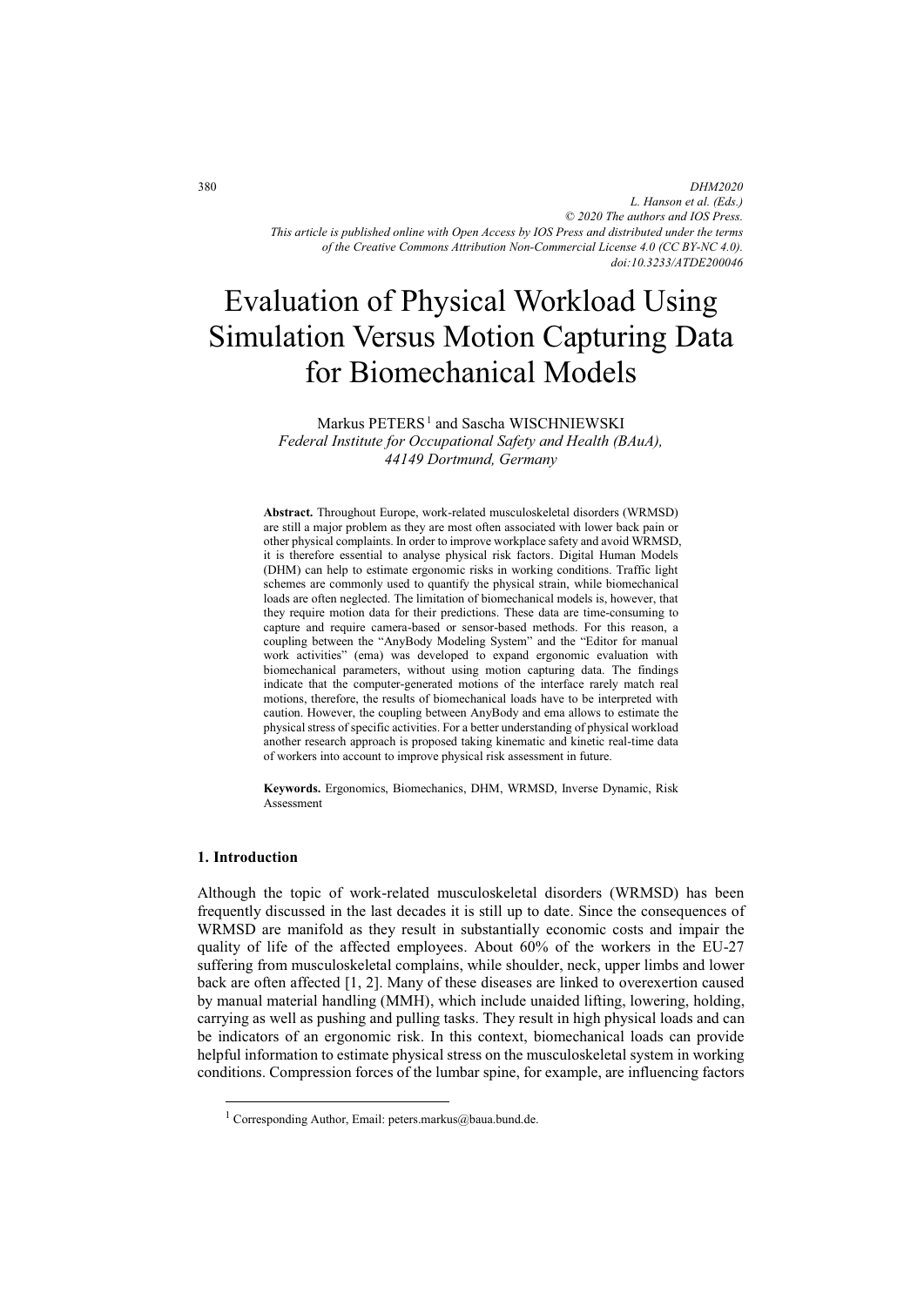# Evaluation of Physical Workload Using Simulation Versus Motion Capturing Data for Biomechanical Models

Markus PETERS[1] and Sascha WISCHNIEWSKI

*Federal Institute for Occupational Safety and Health (BAuA), 44149 Dortmund, Germany*

**Abstract.** Throughout Europe, work-related musculoskeletal disorders (WRMSD) are still a major problem as they are most often associated with lower back pain or other physical complaints. In order to improve workplace safety and avoid WRMSD, it is therefore essential to analyse physical risk factors. Digital Human Models (DHM) can help to estimate ergonomic risks in working conditions. Traffic light schemes are commonly used to quantify the physical strain, while biomechanical loads are often neglected. The limitation of biomechanical models is, however, that they require motion data for their predictions. These data are time-consuming to capture and require camera-based or sensor-based methods. For this reason, a coupling between the "AnyBody Modeling System" and the "Editor for manual work activities" (ema) was developed to expand ergonomic evaluation with biomechanical parameters, without using motion capturing data. The findings indicate that the computer-generated motions of the interface rarely match real motions, therefore, the results of biomechanical loads have to be interpreted with caution. However, the coupling between AnyBody and ema allows to estimate the physical stress of specific activities. For a better understanding of physical workload another research approach is proposed taking kinematic and kinetic real-time data of workers into account to improve physical risk assessment in future.

**Keywords.** Ergonomics, Biomechanics, DHM, WRMSD, Inverse Dynamic, Risk Assessment

## 1. Introduction

Although the topic of work-related musculoskeletal disorders (WRMSD) has been frequently discussed in the last decades it is still up to date. Since the consequences of WRMSD are manifold as they result in substantially economic costs and impair the quality of life of the affected employees. About 60% of the workers in the EU-27 suffering from musculoskeletal complains, while shoulder, neck, upper limbs and lower back are often affected [1, 2]. Many of these diseases are linked to overexertion caused by manual material handling (MMH), which include unaided lifting, lowering, holding, carrying as well as pushing and pulling tasks. They result in high physical loads and can be indicators of an ergonomic risk. In this context, biomechanical loads can provide helpful information to estimate physical stress on the musculoskeletal system in working conditions. Compression forces of the lumbar spine, for example, are influencing factors

[1] Corresponding Author, Email: peters.markus@baua.bund.de.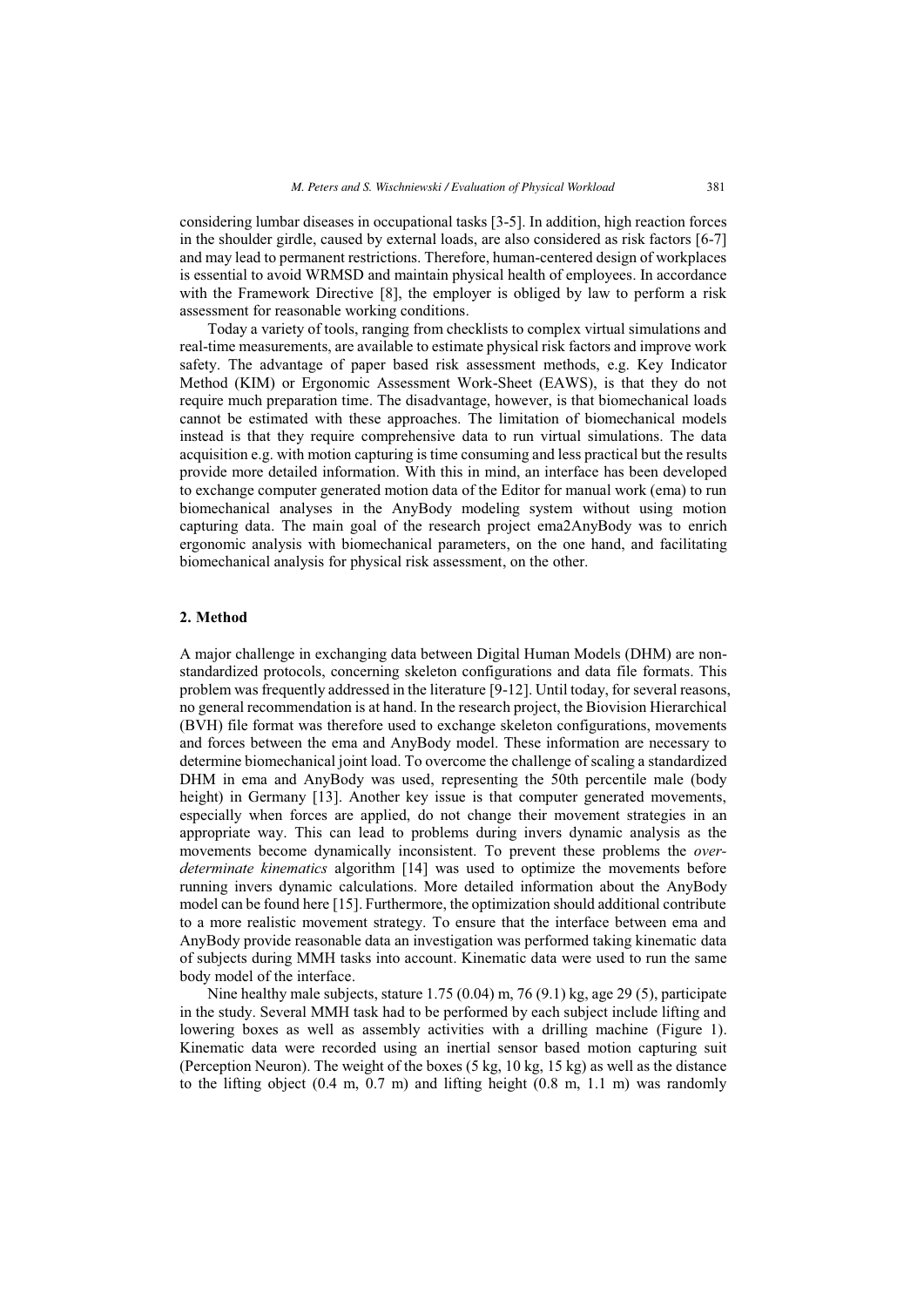considering lumbar diseases in occupational tasks [3-5]. In addition, high reaction forces in the shoulder girdle, caused by external loads, are also considered as risk factors [6-7] and may lead to permanent restrictions. Therefore, human-centered design of workplaces is essential to avoid WRMSD and maintain physical health of employees. In accordance with the Framework Directive [8], the employer is obliged by law to perform a risk assessment for reasonable working conditions.

Today a variety of tools, ranging from checklists to complex virtual simulations and real-time measurements, are available to estimate physical risk factors and improve work safety. The advantage of paper based risk assessment methods, e.g. Key Indicator Method (KIM) or Ergonomic Assessment Work-Sheet (EAWS), is that they do not require much preparation time. The disadvantage, however, is that biomechanical loads cannot be estimated with these approaches. The limitation of biomechanical models instead is that they require comprehensive data to run virtual simulations. The data acquisition e.g. with motion capturing is time consuming and less practical but the results provide more detailed information. With this in mind, an interface has been developed to exchange computer generated motion data of the Editor for manual work (ema) to run biomechanical analyses in the AnyBody modeling system without using motion capturing data. The main goal of the research project ema2AnyBody was to enrich ergonomic analysis with biomechanical parameters, on the one hand, and facilitating biomechanical analysis for physical risk assessment, on the other.

## 2. Method

A major challenge in exchanging data between Digital Human Models (DHM) are non-standardized protocols, concerning skeleton configurations and data file formats. This problem was frequently addressed in the literature [9-12]. Until today, for several reasons, no general recommendation is at hand. In the research project, the Biovision Hierarchical (BVH) file format was therefore used to exchange skeleton configurations, movements and forces between the ema and AnyBody model. These information are necessary to determine biomechanical joint load. To overcome the challenge of scaling a standardized DHM in ema and AnyBody was used, representing the 50th percentile male (body height) in Germany [13]. Another key issue is that computer generated movements, especially when forces are applied, do not change their movement strategies in an appropriate way. This can lead to problems during invers dynamic analysis as the movements become dynamically inconsistent. To prevent these problems the *over-determinate kinematics* algorithm [14] was used to optimize the movements before running invers dynamic calculations. More detailed information about the AnyBody model can be found here [15]. Furthermore, the optimization should additional contribute to a more realistic movement strategy. To ensure that the interface between ema and AnyBody provide reasonable data an investigation was performed taking kinematic data of subjects during MMH tasks into account. Kinematic data were used to run the same body model of the interface.

Nine healthy male subjects, stature 1.75 (0.04) m, 76 (9.1) kg, age 29 (5), participate in the study. Several MMH task had to be performed by each subject include lifting and lowering boxes as well as assembly activities with a drilling machine (Figure 1). Kinematic data were recorded using an inertial sensor based motion capturing suit (Perception Neuron). The weight of the boxes (5 kg, 10 kg, 15 kg) as well as the distance to the lifting object (0.4 m, 0.7 m) and lifting height (0.8 m, 1.1 m) was randomly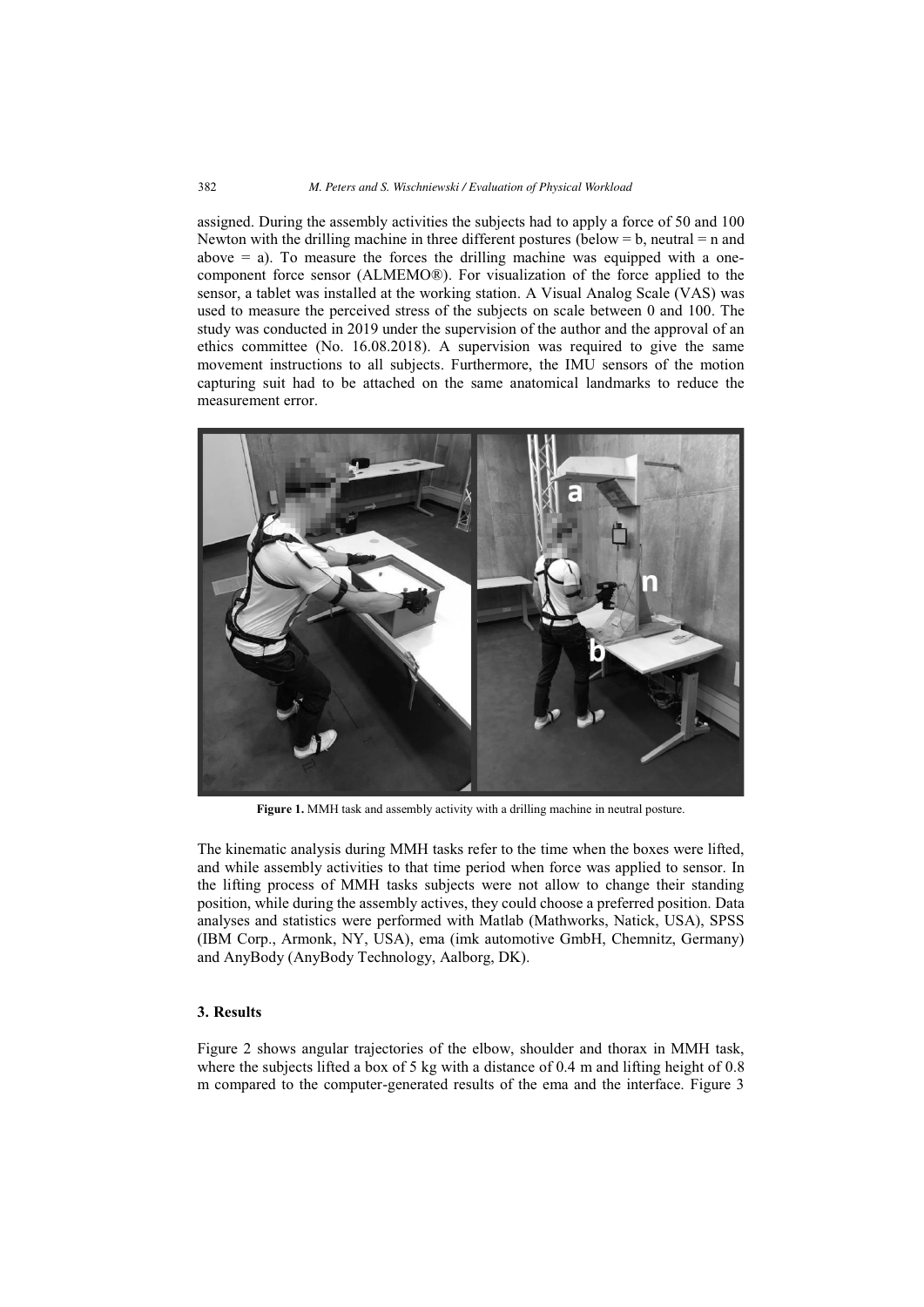assigned. During the assembly activities the subjects had to apply a force of 50 and 100 Newton with the drilling machine in three different postures (below = b, neutral = n and above = a). To measure the forces the drilling machine was equipped with a one-component force sensor (ALMEMO®). For visualization of the force applied to the sensor, a tablet was installed at the working station. A Visual Analog Scale (VAS) was used to measure the perceived stress of the subjects on scale between 0 and 100. The study was conducted in 2019 under the supervision of the author and the approval of an ethics committee (No. 16.08.2018). A supervision was required to give the same movement instructions to all subjects. Furthermore, the IMU sensors of the motion capturing suit had to be attached on the same anatomical landmarks to reduce the measurement error.

**Figure 1.** MMH task and assembly activity with a drilling machine in neutral posture.

The kinematic analysis during MMH tasks refer to the time when the boxes were lifted, and while assembly activities to that time period when force was applied to sensor. In the lifting process of MMH tasks subjects were not allow to change their standing position, while during the assembly actives, they could choose a preferred position. Data analyses and statistics were performed with Matlab (Mathworks, Natick, USA), SPSS (IBM Corp., Armonk, NY, USA), ema (imk automotive GmbH, Chemnitz, Germany) and AnyBody (AnyBody Technology, Aalborg, DK).

## 3. Results

Figure 2 shows angular trajectories of the elbow, shoulder and thorax in MMH task, where the subjects lifted a box of 5 kg with a distance of 0.4 m and lifting height of 0.8 m compared to the computer-generated results of the ema and the interface. Figure 3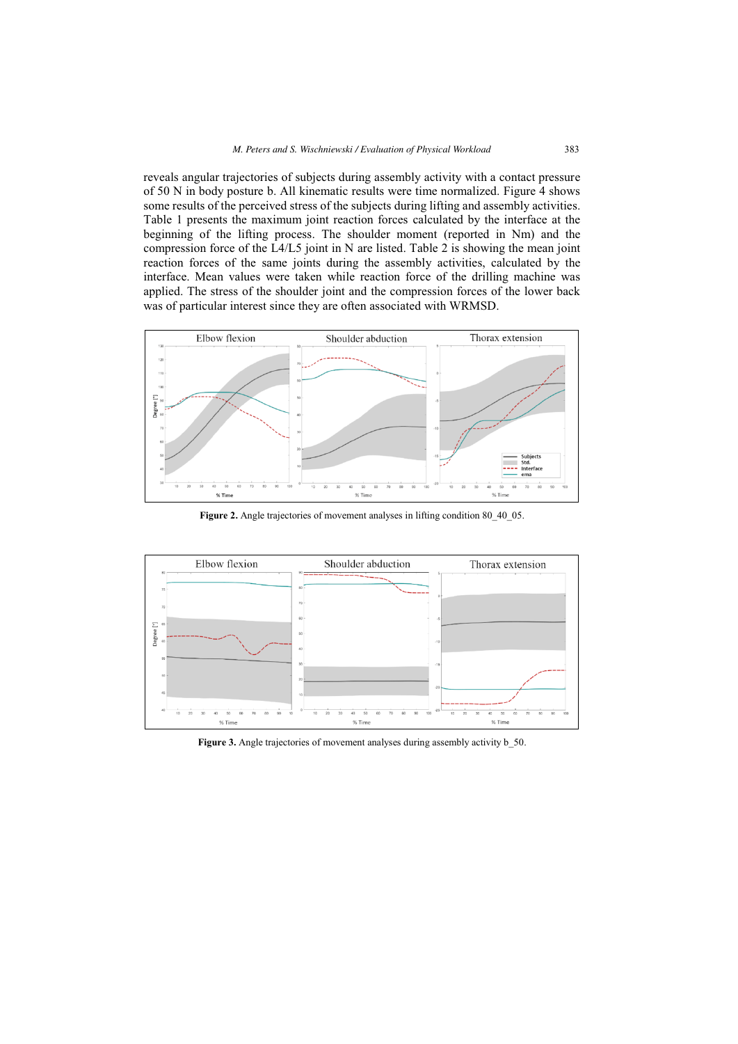reveals angular trajectories of subjects during assembly activity with a contact pressure of 50 N in body posture b. All kinematic results were time normalized. Figure 4 shows some results of the perceived stress of the subjects during lifting and assembly activities. Table 1 presents the maximum joint reaction forces calculated by the interface at the beginning of the lifting process. The shoulder moment (reported in Nm) and the compression force of the L4/L5 joint in N are listed. Table 2 is showing the mean joint reaction forces of the same joints during the assembly activities, calculated by the interface. Mean values were taken while reaction force of the drilling machine was applied. The stress of the shoulder joint and the compression forces of the lower back was of particular interest since they are often associated with WRMSD.

**Figure 2.** Angle trajectories of movement analyses in lifting condition 80_40_05.

**Figure 3.** Angle trajectories of movement analyses during assembly activity b_50.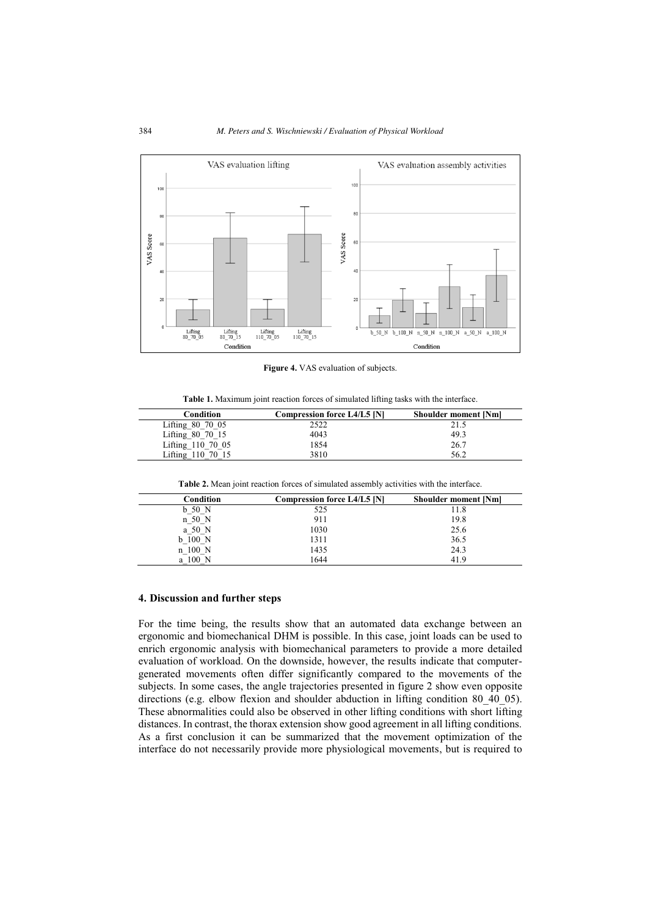Figure 4. VAS evaluation of subjects.

**Table 1.** Maximum joint reaction forces of simulated lifting tasks with the interface.

| Condition | Compression force L4/L5 [N] | Shoulder moment [Nm] |
|---|---|---|
| Lifting_80_70_05 | 2522 | 21.5 |
| Lifting_80_70_15 | 4043 | 49.3 |
| Lifting_110_70_05 | 1854 | 26.7 |
| Lifting_110_70_15 | 3810 | 56.2 |

**Table 2.** Mean joint reaction forces of simulated assembly activities with the interface.

| Condition | Compression force L4/L5 [N] | Shoulder moment [Nm] |
|---|---|---|
| b_50_N | 525 | 11.8 |
| n_50_N | 911 | 19.8 |
| a_50_N | 1030 | 25.6 |
| b_100_N | 1311 | 36.5 |
| n_100_N | 1435 | 24.3 |
| a_100_N | 1644 | 41.9 |

## 4. Discussion and further steps

For the time being, the results show that an automated data exchange between an ergonomic and biomechanical DHM is possible. In this case, joint loads can be used to enrich ergonomic analysis with biomechanical parameters to provide a more detailed evaluation of workload. On the downside, however, the results indicate that computer-generated movements often differ significantly compared to the movements of the subjects. In some cases, the angle trajectories presented in figure 2 show even opposite directions (e.g. elbow flexion and shoulder abduction in lifting condition 80_40_05). These abnormalities could also be observed in other lifting conditions with short lifting distances. In contrast, the thorax extension show good agreement in all lifting conditions. As a first conclusion it can be summarized that the movement optimization of the interface do not necessarily provide more physiological movements, but is required to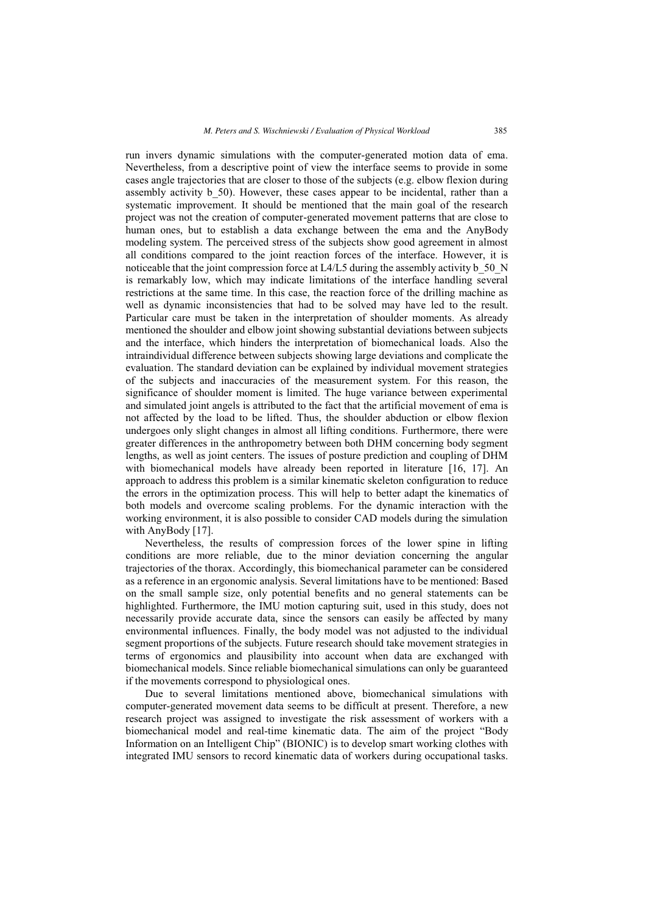run invers dynamic simulations with the computer-generated motion data of ema. Nevertheless, from a descriptive point of view the interface seems to provide in some cases angle trajectories that are closer to those of the subjects (e.g. elbow flexion during assembly activity b_50). However, these cases appear to be incidental, rather than a systematic improvement. It should be mentioned that the main goal of the research project was not the creation of computer-generated movement patterns that are close to human ones, but to establish a data exchange between the ema and the AnyBody modeling system. The perceived stress of the subjects show good agreement in almost all conditions compared to the joint reaction forces of the interface. However, it is noticeable that the joint compression force at L4/L5 during the assembly activity b_50_N is remarkably low, which may indicate limitations of the interface handling several restrictions at the same time. In this case, the reaction force of the drilling machine as well as dynamic inconsistencies that had to be solved may have led to the result. Particular care must be taken in the interpretation of shoulder moments. As already mentioned the shoulder and elbow joint showing substantial deviations between subjects and the interface, which hinders the interpretation of biomechanical loads. Also the intraindividual difference between subjects showing large deviations and complicate the evaluation. The standard deviation can be explained by individual movement strategies of the subjects and inaccuracies of the measurement system. For this reason, the significance of shoulder moment is limited. The huge variance between experimental and simulated joint angels is attributed to the fact that the artificial movement of ema is not affected by the load to be lifted. Thus, the shoulder abduction or elbow flexion undergoes only slight changes in almost all lifting conditions. Furthermore, there were greater differences in the anthropometry between both DHM concerning body segment lengths, as well as joint centers. The issues of posture prediction and coupling of DHM with biomechanical models have already been reported in literature [16, 17]. An approach to address this problem is a similar kinematic skeleton configuration to reduce the errors in the optimization process. This will help to better adapt the kinematics of both models and overcome scaling problems. For the dynamic interaction with the working environment, it is also possible to consider CAD models during the simulation with AnyBody [17].

Nevertheless, the results of compression forces of the lower spine in lifting conditions are more reliable, due to the minor deviation concerning the angular trajectories of the thorax. Accordingly, this biomechanical parameter can be considered as a reference in an ergonomic analysis. Several limitations have to be mentioned: Based on the small sample size, only potential benefits and no general statements can be highlighted. Furthermore, the IMU motion capturing suit, used in this study, does not necessarily provide accurate data, since the sensors can easily be affected by many environmental influences. Finally, the body model was not adjusted to the individual segment proportions of the subjects. Future research should take movement strategies in terms of ergonomics and plausibility into account when data are exchanged with biomechanical models. Since reliable biomechanical simulations can only be guaranteed if the movements correspond to physiological ones.

Due to several limitations mentioned above, biomechanical simulations with computer-generated movement data seems to be difficult at present. Therefore, a new research project was assigned to investigate the risk assessment of workers with a biomechanical model and real-time kinematic data. The aim of the project "Body Information on an Intelligent Chip" (BIONIC) is to develop smart working clothes with integrated IMU sensors to record kinematic data of workers during occupational tasks.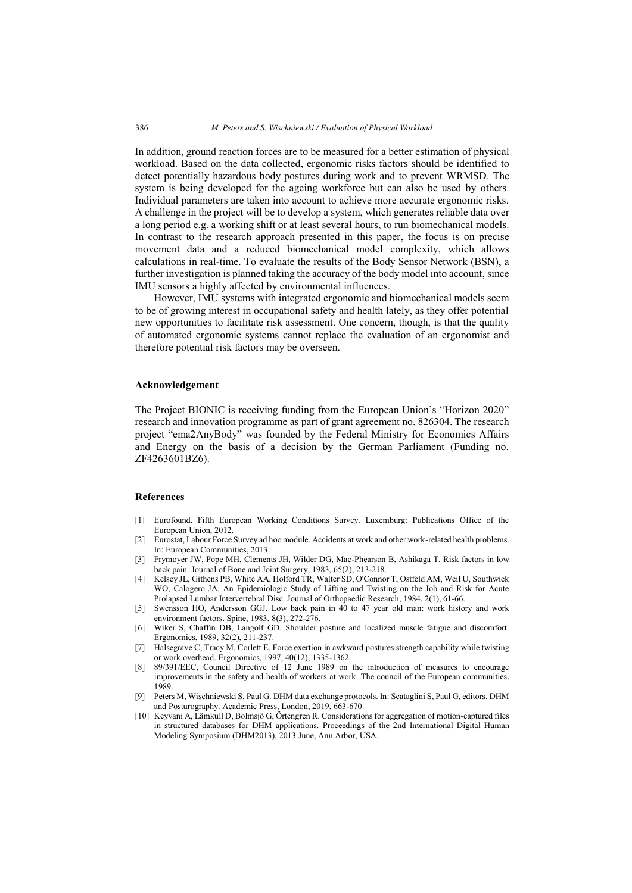In addition, ground reaction forces are to be measured for a better estimation of physical workload. Based on the data collected, ergonomic risks factors should be identified to detect potentially hazardous body postures during work and to prevent WRMSD. The system is being developed for the ageing workforce but can also be used by others. Individual parameters are taken into account to achieve more accurate ergonomic risks. A challenge in the project will be to develop a system, which generates reliable data over a long period e.g. a working shift or at least several hours, to run biomechanical models. In contrast to the research approach presented in this paper, the focus is on precise movement data and a reduced biomechanical model complexity, which allows calculations in real-time. To evaluate the results of the Body Sensor Network (BSN), a further investigation is planned taking the accuracy of the body model into account, since IMU sensors a highly affected by environmental influences.

However, IMU systems with integrated ergonomic and biomechanical models seem to be of growing interest in occupational safety and health lately, as they offer potential new opportunities to facilitate risk assessment. One concern, though, is that the quality of automated ergonomic systems cannot replace the evaluation of an ergonomist and therefore potential risk factors may be overseen.

## Acknowledgement

The Project BIONIC is receiving funding from the European Union's "Horizon 2020" research and innovation programme as part of grant agreement no. 826304. The research project "ema2AnyBody" was founded by the Federal Ministry for Economics Affairs and Energy on the basis of a decision by the German Parliament (Funding no. ZF4263601BZ6).

## References

[1] Eurofound. Fifth European Working Conditions Survey. Luxemburg: Publications Office of the European Union, 2012.

[2] Eurostat, Labour Force Survey ad hoc module. Accidents at work and other work-related health problems. In: European Communities, 2013.

[3] Frymoyer JW, Pope MH, Clements JH, Wilder DG, Mac-Phearson B, Ashikaga T. Risk factors in low back pain. Journal of Bone and Joint Surgery, 1983, 65(2), 213-218.

[4] Kelsey JL, Githens PB, White AA, Holford TR, Walter SD, O'Connor T, Ostfeld AM, Weil U, Southwick WO, Calogero JA. An Epidemiologic Study of Lifting and Twisting on the Job and Risk for Acute Prolapsed Lumbar Intervertebral Disc. Journal of Orthopaedic Research, 1984, 2(1), 61-66.

[5] Swensson HO, Andersson GGJ. Low back pain in 40 to 47 year old man: work history and work environment factors. Spine, 1983, 8(3), 272-276.

[6] Wiker S, Chaffin DB, Langolf GD. Shoulder posture and localized muscle fatigue and discomfort. Ergonomics, 1989, 32(2), 211-237.

[7] Halsegrave C, Tracy M, Corlett E. Force exertion in awkward postures strength capability while twisting or work overhead. Ergonomics, 1997, 40(12), 1335-1362.

[8] 89/391/EEC, Council Directive of 12 June 1989 on the introduction of measures to encourage improvements in the safety and health of workers at work. The council of the European communities, 1989.

[9] Peters M, Wischniewski S, Paul G. DHM data exchange protocols. In: Scataglini S, Paul G, editors. DHM and Posturography. Academic Press, London, 2019, 663-670.

[10] Keyvani A, Lämkull D, Bolmsjö G, Örtengren R. Considerations for aggregation of motion-captured files in structured databases for DHM applications. Proceedings of the 2nd International Digital Human Modeling Symposium (DHM2013), 2013 June, Ann Arbor, USA.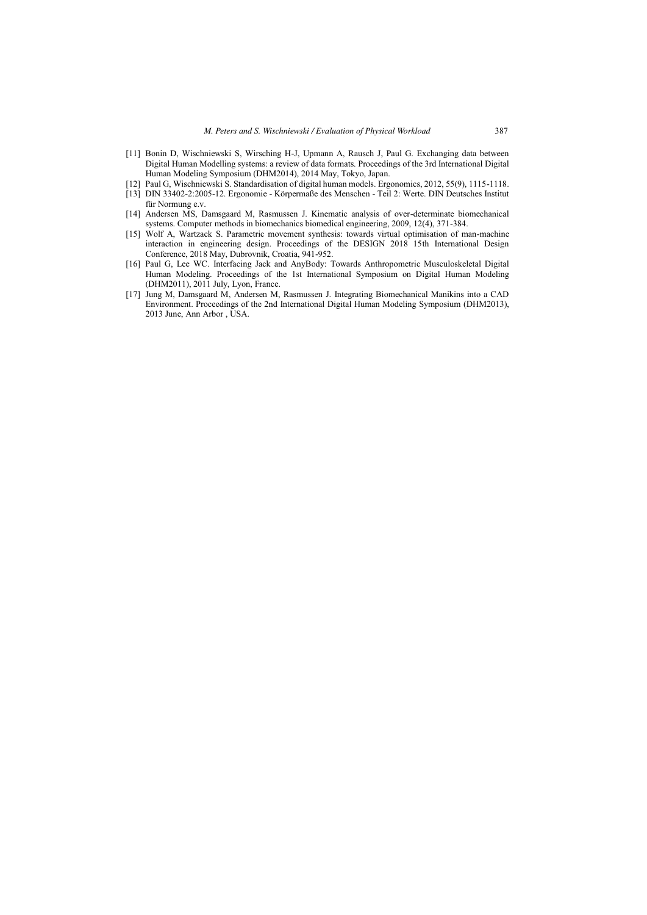[11] Bonin D, Wischniewski S, Wirsching H-J, Upmann A, Rausch J, Paul G. Exchanging data between Digital Human Modelling systems: a review of data formats. Proceedings of the 3rd International Digital Human Modeling Symposium (DHM2014), 2014 May, Tokyo, Japan.

[12] Paul G, Wischniewski S. Standardisation of digital human models. Ergonomics, 2012, 55(9), 1115-1118.

[13] DIN 33402-2:2005-12. Ergonomie - Körpermaße des Menschen - Teil 2: Werte. DIN Deutsches Institut für Normung e.v.

[14] Andersen MS, Damsgaard M, Rasmussen J. Kinematic analysis of over-determinate biomechanical systems. Computer methods in biomechanics biomedical engineering, 2009, 12(4), 371-384.

[15] Wolf A, Wartzack S. Parametric movement synthesis: towards virtual optimisation of man-machine interaction in engineering design. Proceedings of the DESIGN 2018 15th International Design Conference, 2018 May, Dubrovnik, Croatia, 941-952.

[16] Paul G, Lee WC. Interfacing Jack and AnyBody: Towards Anthropometric Musculoskeletal Digital Human Modeling. Proceedings of the 1st International Symposium on Digital Human Modeling (DHM2011), 2011 July, Lyon, France.

[17] Jung M, Damsgaard M, Andersen M, Rasmussen J. Integrating Biomechanical Manikins into a CAD Environment. Proceedings of the 2nd International Digital Human Modeling Symposium (DHM2013), 2013 June, Ann Arbor , USA.